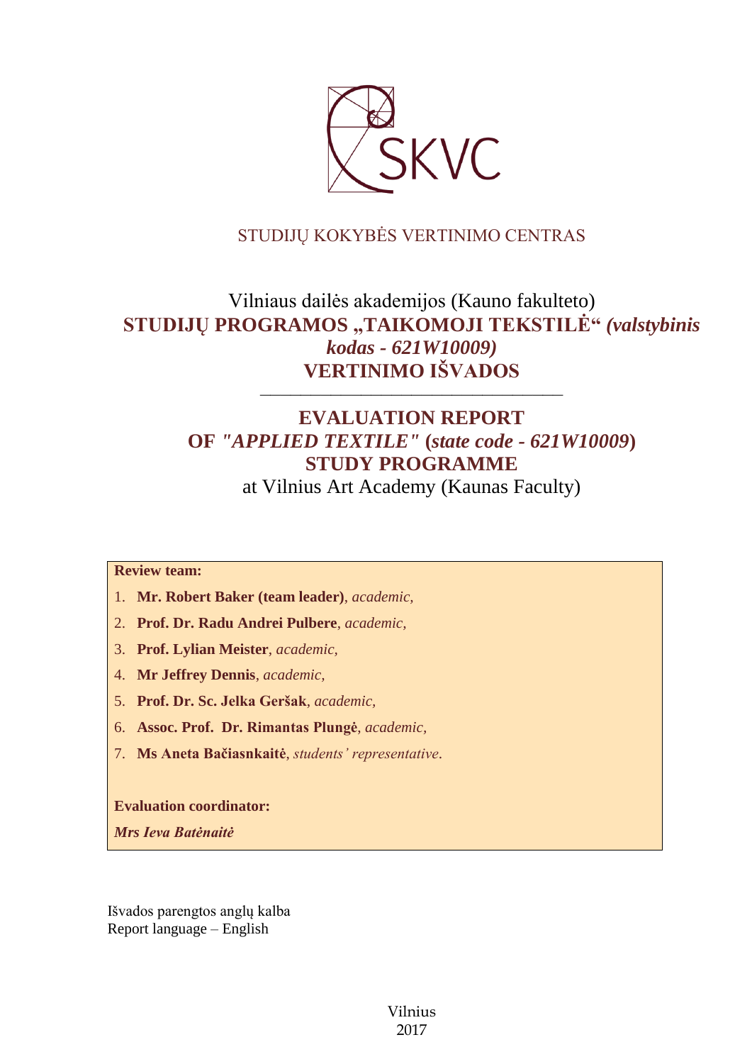SKVC

STUDIJŲ KOKYBĖS VERTINIMO CENTRAS

# Vilniaus dailės akademijos (Kauno fakulteto)
# STUDIJŲ PROGRAMOS „TAIKOMOJI TEKSTILĖ“ *(valstybinis kodas - 621W10009)*
# VERTINIMO IŠVADOS

---

# EVALUATION REPORT
# OF *"APPLIED TEXTILE"* (*state code - 621W10009*)
# STUDY PROGRAMME

at Vilnius Art Academy (Kaunas Faculty)

**Review team:**

1. **Mr. Robert Baker (team leader)**, *academic,*
2. **Prof. Dr. Radu Andrei Pulbere**, *academic,*
3. **Prof. Lylian Meister**, *academic,*
4. **Mr Jeffrey Dennis**, *academic,*
5. **Prof. Dr. Sc. Jelka Geršak**, *academic,*
6. **Assoc. Prof. Dr. Rimantas Plungė**, *academic,*
7. **Ms Aneta Bačiasnkaitė**, *students' representative*.

**Evaluation coordinator:**

***Mrs Ieva Batėnaitė***

Išvados parengtos anglų kalba
Report language – English

Vilnius
2017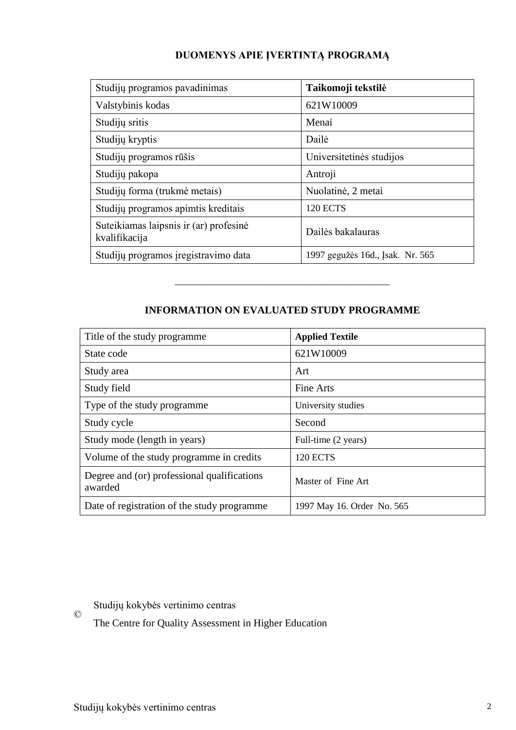# DUOMENYS APIE ĮVERTINTĄ PROGRAMĄ

| Studijų programos pavadinimas | **Taikomoji tekstilė** |
|---|---|
| Valstybinis kodas | 621W10009 |
| Studijų sritis | Menai |
| Studijų kryptis | Dailė |
| Studijų programos rūšis | Universitetinės studijos |
| Studijų pakopa | Antroji |
| Studijų forma (trukmė metais) | Nuolatinė, 2 metai |
| Studijų programos apimtis kreditais | 120 ECTS |
| Suteikiamas laipsnis ir (ar) profesinė kvalifikacija | Dailės bakalauras |
| Studijų programos įregistravimo data | 1997 gegužės 16d., Įsak. Nr. 565 |

---

# INFORMATION ON EVALUATED STUDY PROGRAMME

| Title of the study programme | **Applied Textile** |
|---|---|
| State code | 621W10009 |
| Study area | Art |
| Study field | Fine Arts |
| Type of the study programme | University studies |
| Study cycle | Second |
| Study mode (length in years) | Full-time (2 years) |
| Volume of the study programme in credits | 120 ECTS |
| Degree and (or) professional qualifications awarded | Master of Fine Art |
| Date of registration of the study programme | 1997 May 16. Order No. 565 |

© Studijų kokybės vertinimo centras

The Centre for Quality Assessment in Higher Education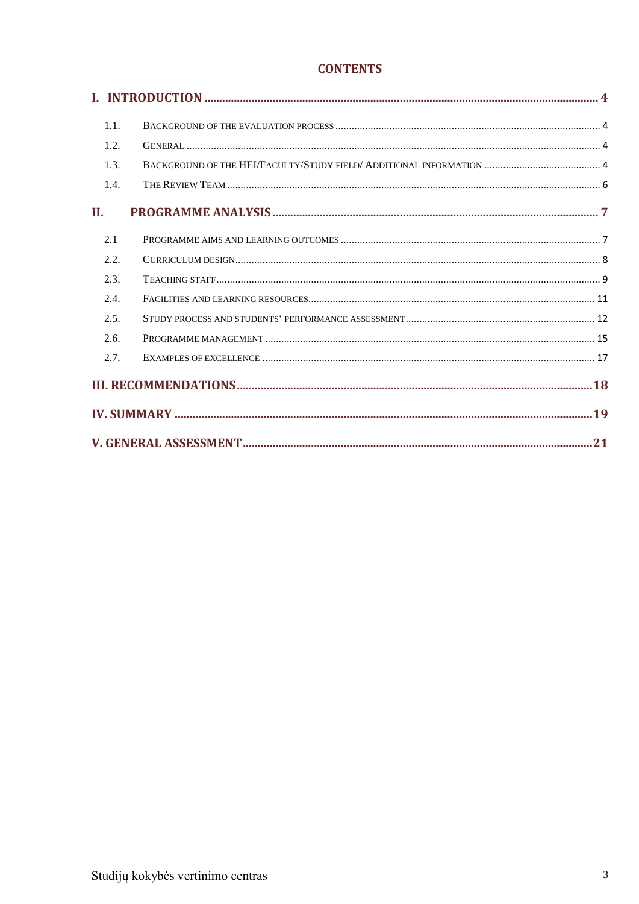# CONTENTS

**I. INTRODUCTION** ........ 4

- 1.1. Background of the evaluation process ........ 4
- 1.2. General ........ 4
- 1.3. Background of the HEI/Faculty/Study field/ Additional information ........ 4
- 1.4. The Review Team ........ 6

**II. PROGRAMME ANALYSIS** ........ 7

- 2.1 Programme aims and learning outcomes ........ 7
- 2.2. Curriculum design ........ 8
- 2.3. Teaching staff ........ 9
- 2.4. Facilities and learning resources ........ 11
- 2.5. Study process and students‘ performance assessment ........ 12
- 2.6. Programme management ........ 15
- 2.7. Examples of excellence ........ 17

**III. RECOMMENDATIONS** ........ 18

**IV. SUMMARY** ........ 19

**V. GENERAL ASSESSMENT** ........ 21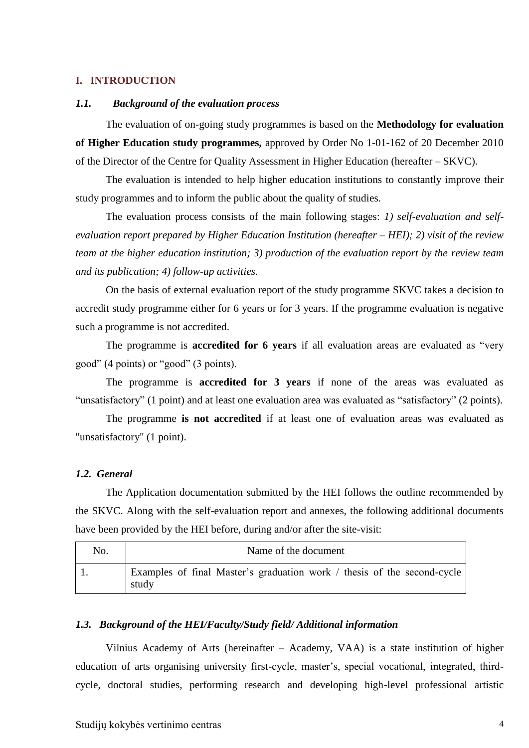## I. INTRODUCTION

### *1.1. Background of the evaluation process*

The evaluation of on-going study programmes is based on the **Methodology for evaluation of Higher Education study programmes,** approved by Order No 1-01-162 of 20 December 2010 of the Director of the Centre for Quality Assessment in Higher Education (hereafter – SKVC).

The evaluation is intended to help higher education institutions to constantly improve their study programmes and to inform the public about the quality of studies.

The evaluation process consists of the main following stages: *1) self-evaluation and self-evaluation report prepared by Higher Education Institution (hereafter – HEI); 2) visit of the review team at the higher education institution; 3) production of the evaluation report by the review team and its publication; 4) follow-up activities.*

On the basis of external evaluation report of the study programme SKVC takes a decision to accredit study programme either for 6 years or for 3 years. If the programme evaluation is negative such a programme is not accredited.

The programme is **accredited for 6 years** if all evaluation areas are evaluated as "very good" (4 points) or "good" (3 points).

The programme is **accredited for 3 years** if none of the areas was evaluated as "unsatisfactory" (1 point) and at least one evaluation area was evaluated as "satisfactory" (2 points).

The programme **is not accredited** if at least one of evaluation areas was evaluated as "unsatisfactory" (1 point).

### *1.2. General*

The Application documentation submitted by the HEI follows the outline recommended by the SKVC. Along with the self-evaluation report and annexes, the following additional documents have been provided by the HEI before, during and/or after the site-visit:

| No. | Name of the document |
|---|---|
| 1. | Examples of final Master's graduation work / thesis of the second-cycle study |

### *1.3. Background of the HEI/Faculty/Study field/ Additional information*

Vilnius Academy of Arts (hereinafter – Academy, VAA) is a state institution of higher education of arts organising university first-cycle, master's, special vocational, integrated, third-cycle, doctoral studies, performing research and developing high-level professional artistic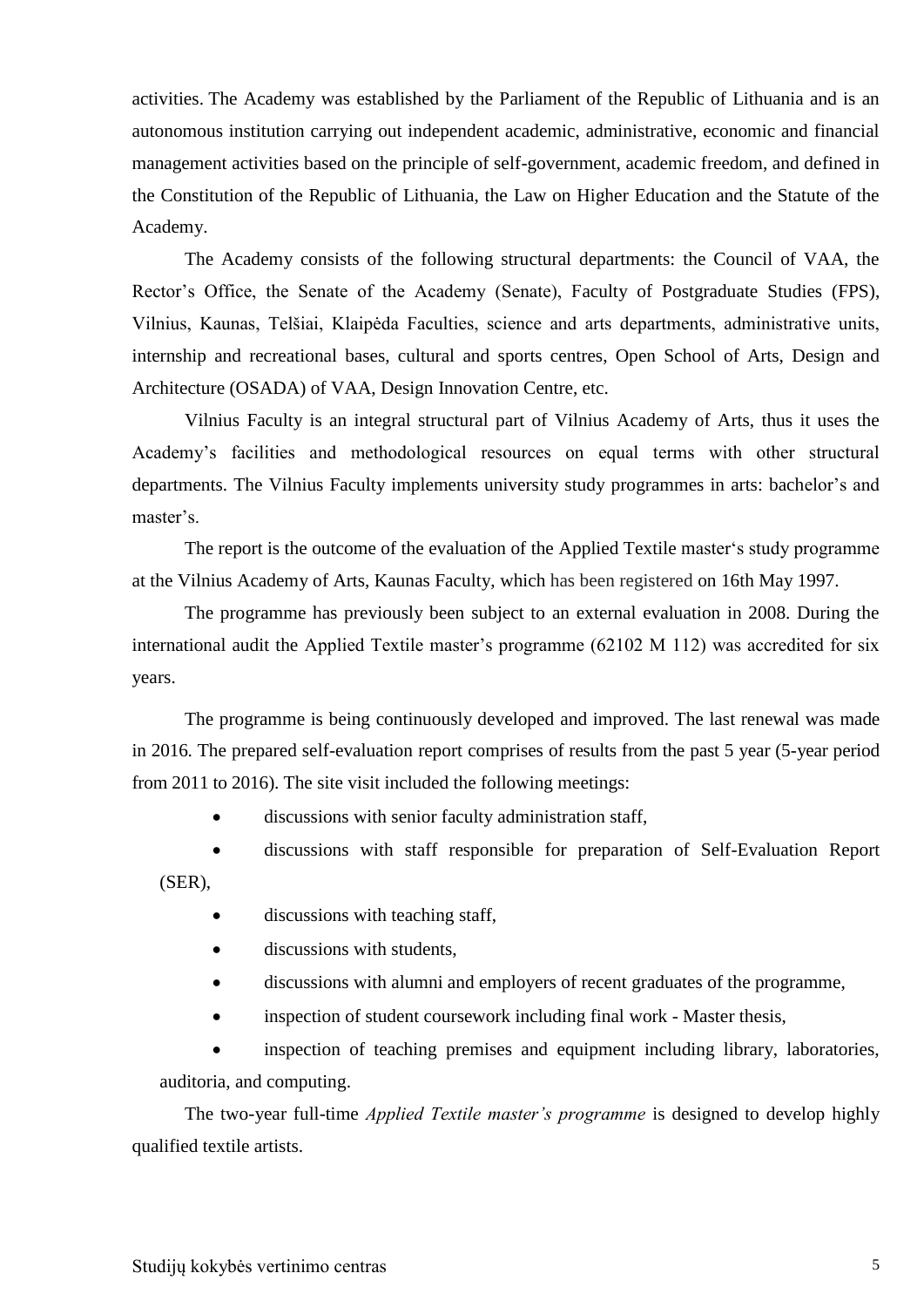activities. The Academy was established by the Parliament of the Republic of Lithuania and is an autonomous institution carrying out independent academic, administrative, economic and financial management activities based on the principle of self-government, academic freedom, and defined in the Constitution of the Republic of Lithuania, the Law on Higher Education and the Statute of the Academy.

The Academy consists of the following structural departments: the Council of VAA, the Rector's Office, the Senate of the Academy (Senate), Faculty of Postgraduate Studies (FPS), Vilnius, Kaunas, Telšiai, Klaipėda Faculties, science and arts departments, administrative units, internship and recreational bases, cultural and sports centres, Open School of Arts, Design and Architecture (OSADA) of VAA, Design Innovation Centre, etc.

Vilnius Faculty is an integral structural part of Vilnius Academy of Arts, thus it uses the Academy's facilities and methodological resources on equal terms with other structural departments. The Vilnius Faculty implements university study programmes in arts: bachelor's and master's.

The report is the outcome of the evaluation of the Applied Textile master's study programme at the Vilnius Academy of Arts, Kaunas Faculty, which has been registered on 16th May 1997.

The programme has previously been subject to an external evaluation in 2008. During the international audit the Applied Textile master's programme (62102 M 112) was accredited for six years.

The programme is being continuously developed and improved. The last renewal was made in 2016. The prepared self-evaluation report comprises of results from the past 5 year (5-year period from 2011 to 2016). The site visit included the following meetings:

- discussions with senior faculty administration staff,
- discussions with staff responsible for preparation of Self-Evaluation Report (SER),
- discussions with teaching staff,
- discussions with students,
- discussions with alumni and employers of recent graduates of the programme,
- inspection of student coursework including final work - Master thesis,
- inspection of teaching premises and equipment including library, laboratories, auditoria, and computing.

The two-year full-time *Applied Textile master's programme* is designed to develop highly qualified textile artists.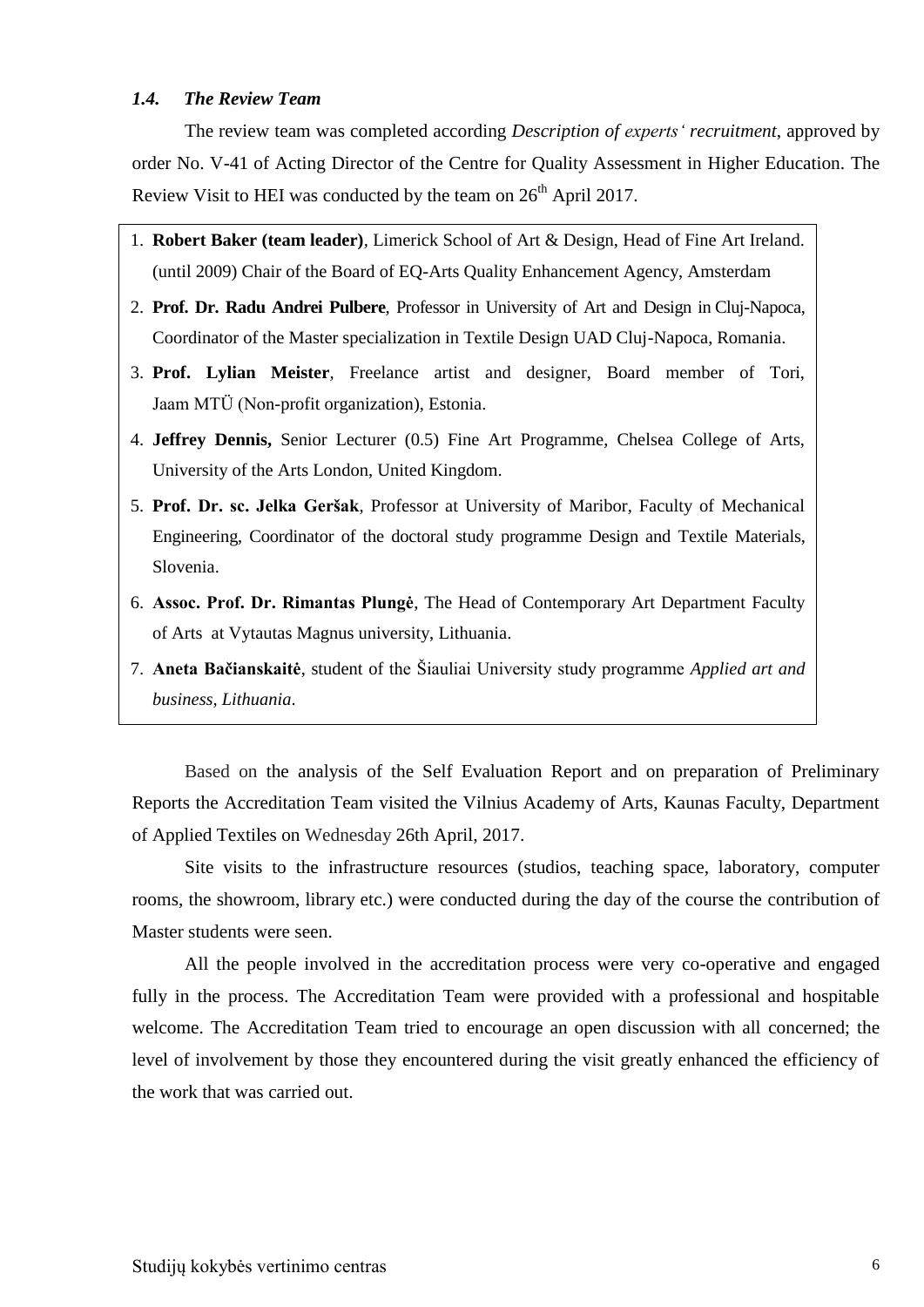### *1.4. The Review Team*

The review team was completed according *Description of experts' recruitment*, approved by order No. V-41 of Acting Director of the Centre for Quality Assessment in Higher Education. The Review Visit to HEI was conducted by the team on 26th April 2017.

1. **Robert Baker (team leader)**, Limerick School of Art & Design, Head of Fine Art Ireland. (until 2009) Chair of the Board of EQ-Arts Quality Enhancement Agency, Amsterdam
2. **Prof. Dr. Radu Andrei Pulbere**, Professor in University of Art and Design in Cluj-Napoca, Coordinator of the Master specialization in Textile Design UAD Cluj-Napoca, Romania.
3. **Prof. Lylian Meister**, Freelance artist and designer, Board member of Tori, Jaam MTÜ (Non-profit organization), Estonia.
4. **Jeffrey Dennis,** Senior Lecturer (0.5) Fine Art Programme, Chelsea College of Arts, University of the Arts London, United Kingdom.
5. **Prof. Dr. sc. Jelka Geršak**, Professor at University of Maribor, Faculty of Mechanical Engineering, Coordinator of the doctoral study programme Design and Textile Materials, Slovenia.
6. **Assoc. Prof. Dr. Rimantas Plungė**, The Head of Contemporary Art Department Faculty of Arts at Vytautas Magnus university, Lithuania.
7. **Aneta Bačianskaitė**, student of the Šiauliai University study programme *Applied art and business, Lithuania*.

Based on the analysis of the Self Evaluation Report and on preparation of Preliminary Reports the Accreditation Team visited the Vilnius Academy of Arts, Kaunas Faculty, Department of Applied Textiles on Wednesday 26th April, 2017.

Site visits to the infrastructure resources (studios, teaching space, laboratory, computer rooms, the showroom, library etc.) were conducted during the day of the course the contribution of Master students were seen.

All the people involved in the accreditation process were very co-operative and engaged fully in the process. The Accreditation Team were provided with a professional and hospitable welcome. The Accreditation Team tried to encourage an open discussion with all concerned; the level of involvement by those they encountered during the visit greatly enhanced the efficiency of the work that was carried out.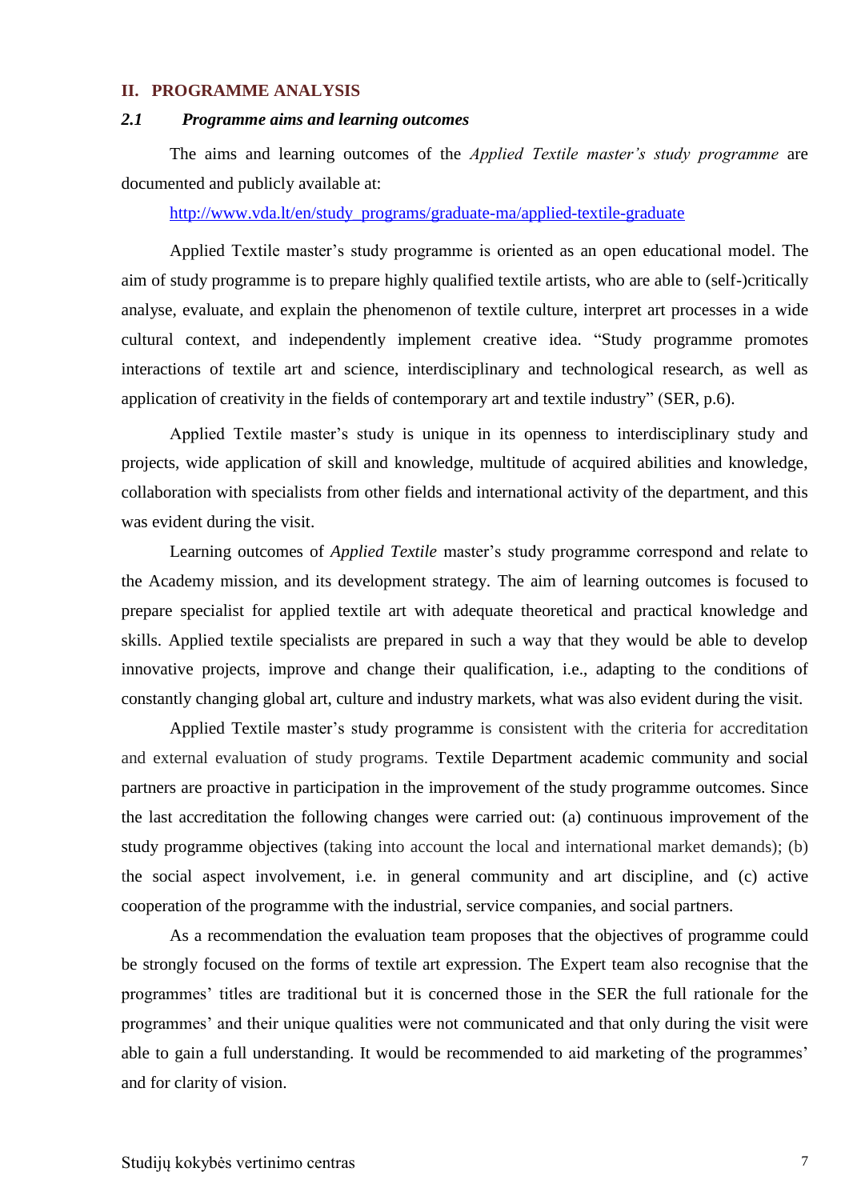## II. PROGRAMME ANALYSIS

### *2.1 Programme aims and learning outcomes*

The aims and learning outcomes of the *Applied Textile master's study programme* are documented and publicly available at:

http://www.vda.lt/en/study_programs/graduate-ma/applied-textile-graduate

Applied Textile master's study programme is oriented as an open educational model. The aim of study programme is to prepare highly qualified textile artists, who are able to (self-)critically analyse, evaluate, and explain the phenomenon of textile culture, interpret art processes in a wide cultural context, and independently implement creative idea. "Study programme promotes interactions of textile art and science, interdisciplinary and technological research, as well as application of creativity in the fields of contemporary art and textile industry" (SER, p.6).

Applied Textile master's study is unique in its openness to interdisciplinary study and projects, wide application of skill and knowledge, multitude of acquired abilities and knowledge, collaboration with specialists from other fields and international activity of the department, and this was evident during the visit.

Learning outcomes of *Applied Textile* master's study programme correspond and relate to the Academy mission, and its development strategy. The aim of learning outcomes is focused to prepare specialist for applied textile art with adequate theoretical and practical knowledge and skills. Applied textile specialists are prepared in such a way that they would be able to develop innovative projects, improve and change their qualification, i.e., adapting to the conditions of constantly changing global art, culture and industry markets, what was also evident during the visit.

Applied Textile master's study programme is consistent with the criteria for accreditation and external evaluation of study programs. Textile Department academic community and social partners are proactive in participation in the improvement of the study programme outcomes. Since the last accreditation the following changes were carried out: (a) continuous improvement of the study programme objectives (taking into account the local and international market demands); (b) the social aspect involvement, i.e. in general community and art discipline, and (c) active cooperation of the programme with the industrial, service companies, and social partners.

As a recommendation the evaluation team proposes that the objectives of programme could be strongly focused on the forms of textile art expression. The Expert team also recognise that the programmes' titles are traditional but it is concerned those in the SER the full rationale for the programmes' and their unique qualities were not communicated and that only during the visit were able to gain a full understanding. It would be recommended to aid marketing of the programmes' and for clarity of vision.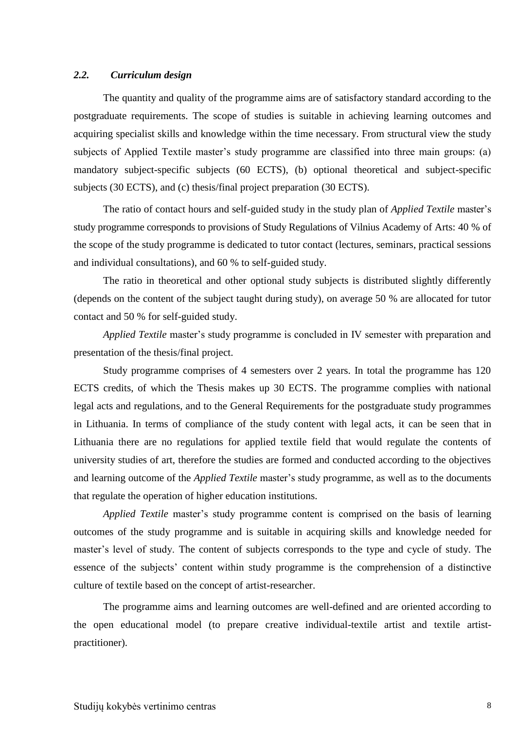### *2.2. Curriculum design*

The quantity and quality of the programme aims are of satisfactory standard according to the postgraduate requirements. The scope of studies is suitable in achieving learning outcomes and acquiring specialist skills and knowledge within the time necessary. From structural view the study subjects of Applied Textile master's study programme are classified into three main groups: (a) mandatory subject-specific subjects (60 ECTS), (b) optional theoretical and subject-specific subjects (30 ECTS), and (c) thesis/final project preparation (30 ECTS).

The ratio of contact hours and self-guided study in the study plan of *Applied Textile* master's study programme corresponds to provisions of Study Regulations of Vilnius Academy of Arts: 40 % of the scope of the study programme is dedicated to tutor contact (lectures, seminars, practical sessions and individual consultations), and 60 % to self-guided study.

The ratio in theoretical and other optional study subjects is distributed slightly differently (depends on the content of the subject taught during study), on average 50 % are allocated for tutor contact and 50 % for self-guided study.

*Applied Textile* master's study programme is concluded in IV semester with preparation and presentation of the thesis/final project.

Study programme comprises of 4 semesters over 2 years. In total the programme has 120 ECTS credits, of which the Thesis makes up 30 ECTS. The programme complies with national legal acts and regulations, and to the General Requirements for the postgraduate study programmes in Lithuania. In terms of compliance of the study content with legal acts, it can be seen that in Lithuania there are no regulations for applied textile field that would regulate the contents of university studies of art, therefore the studies are formed and conducted according to the objectives and learning outcome of the *Applied Textile* master's study programme, as well as to the documents that regulate the operation of higher education institutions.

*Applied Textile* master's study programme content is comprised on the basis of learning outcomes of the study programme and is suitable in acquiring skills and knowledge needed for master's level of study. The content of subjects corresponds to the type and cycle of study. The essence of the subjects' content within study programme is the comprehension of a distinctive culture of textile based on the concept of artist-researcher.

The programme aims and learning outcomes are well-defined and are oriented according to the open educational model (to prepare creative individual-textile artist and textile artist-practitioner).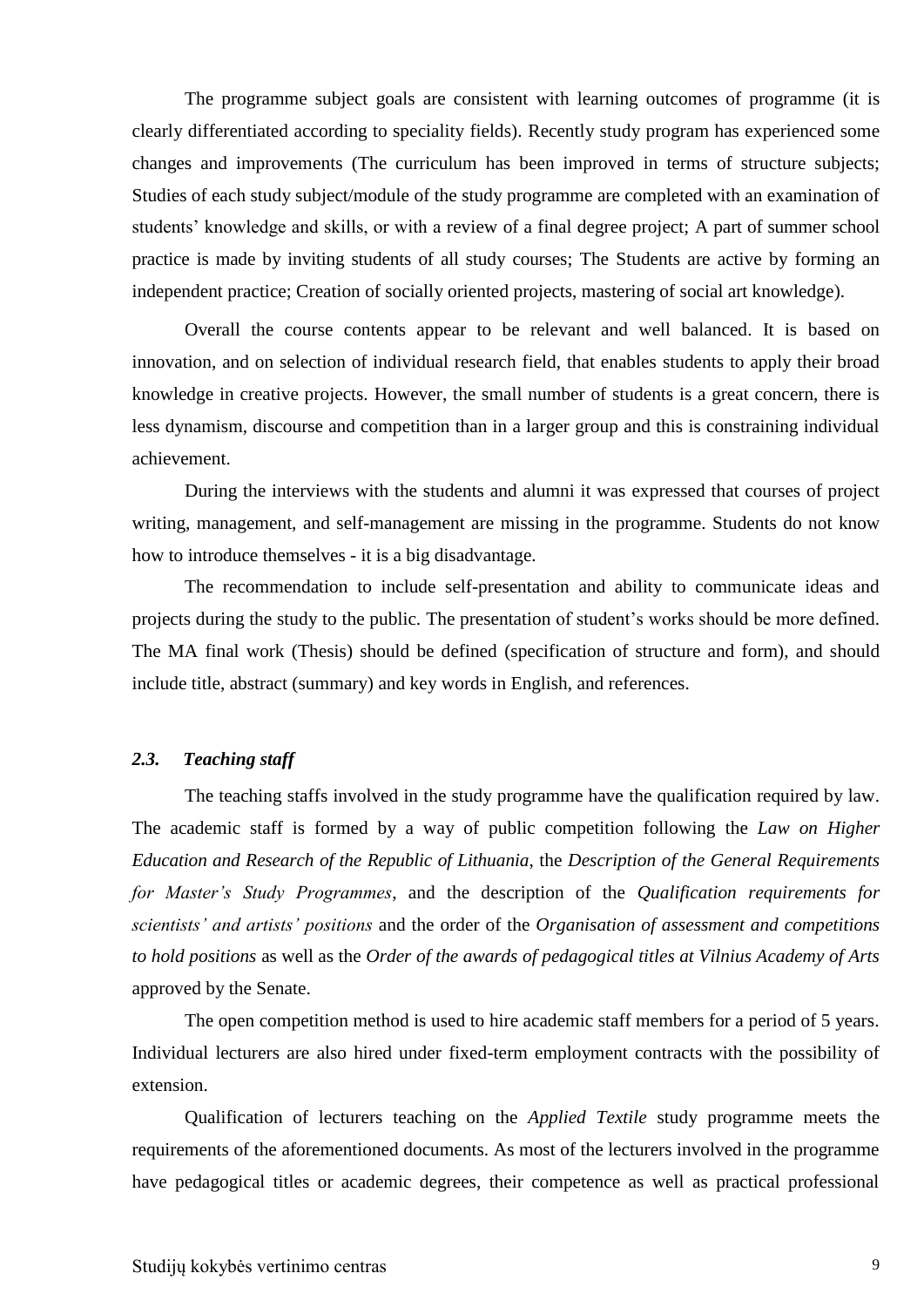The programme subject goals are consistent with learning outcomes of programme (it is clearly differentiated according to speciality fields). Recently study program has experienced some changes and improvements (The curriculum has been improved in terms of structure subjects; Studies of each study subject/module of the study programme are completed with an examination of students' knowledge and skills, or with a review of a final degree project; A part of summer school practice is made by inviting students of all study courses; The Students are active by forming an independent practice; Creation of socially oriented projects, mastering of social art knowledge).

Overall the course contents appear to be relevant and well balanced. It is based on innovation, and on selection of individual research field, that enables students to apply their broad knowledge in creative projects. However, the small number of students is a great concern, there is less dynamism, discourse and competition than in a larger group and this is constraining individual achievement.

During the interviews with the students and alumni it was expressed that courses of project writing, management, and self-management are missing in the programme. Students do not know how to introduce themselves - it is a big disadvantage.

The recommendation to include self-presentation and ability to communicate ideas and projects during the study to the public. The presentation of student's works should be more defined. The MA final work (Thesis) should be defined (specification of structure and form), and should include title, abstract (summary) and key words in English, and references.

### *2.3. Teaching staff*

The teaching staffs involved in the study programme have the qualification required by law. The academic staff is formed by a way of public competition following the *Law on Higher Education and Research of the Republic of Lithuania*, the *Description of the General Requirements for Master's Study Programmes*, and the description of the *Qualification requirements for scientists' and artists' positions* and the order of the *Organisation of assessment and competitions to hold positions* as well as the *Order of the awards of pedagogical titles at Vilnius Academy of Arts* approved by the Senate.

The open competition method is used to hire academic staff members for a period of 5 years. Individual lecturers are also hired under fixed-term employment contracts with the possibility of extension.

Qualification of lecturers teaching on the *Applied Textile* study programme meets the requirements of the aforementioned documents. As most of the lecturers involved in the programme have pedagogical titles or academic degrees, their competence as well as practical professional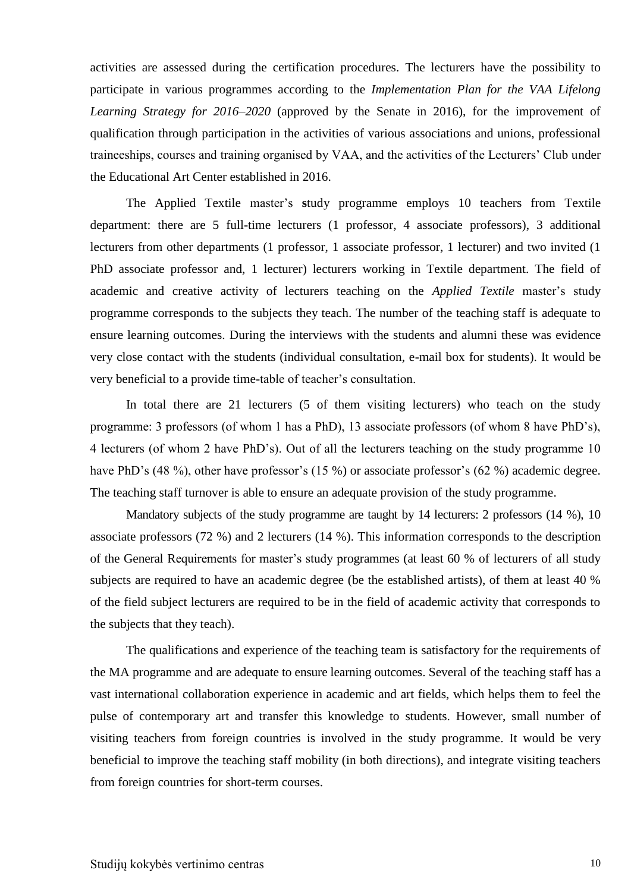activities are assessed during the certification procedures. The lecturers have the possibility to participate in various programmes according to the *Implementation Plan for the VAA Lifelong Learning Strategy for 2016–2020* (approved by the Senate in 2016), for the improvement of qualification through participation in the activities of various associations and unions, professional traineeships, courses and training organised by VAA, and the activities of the Lecturers' Club under the Educational Art Center established in 2016.

The Applied Textile master's **s**tudy programme employs 10 teachers from Textile department: there are 5 full-time lecturers (1 professor, 4 associate professors), 3 additional lecturers from other departments (1 professor, 1 associate professor, 1 lecturer) and two invited (1 PhD associate professor and, 1 lecturer) lecturers working in Textile department. The field of academic and creative activity of lecturers teaching on the *Applied Textile* master's study programme corresponds to the subjects they teach. The number of the teaching staff is adequate to ensure learning outcomes. During the interviews with the students and alumni these was evidence very close contact with the students (individual consultation, e-mail box for students). It would be very beneficial to a provide time-table of teacher's consultation.

In total there are 21 lecturers (5 of them visiting lecturers) who teach on the study programme: 3 professors (of whom 1 has a PhD), 13 associate professors (of whom 8 have PhD's), 4 lecturers (of whom 2 have PhD's). Out of all the lecturers teaching on the study programme 10 have PhD's (48 %), other have professor's (15 %) or associate professor's (62 %) academic degree. The teaching staff turnover is able to ensure an adequate provision of the study programme.

Mandatory subjects of the study programme are taught by 14 lecturers: 2 professors (14 %), 10 associate professors (72 %) and 2 lecturers (14 %). This information corresponds to the description of the General Requirements for master's study programmes (at least 60 % of lecturers of all study subjects are required to have an academic degree (be the established artists), of them at least 40 % of the field subject lecturers are required to be in the field of academic activity that corresponds to the subjects that they teach).

The qualifications and experience of the teaching team is satisfactory for the requirements of the MA programme and are adequate to ensure learning outcomes. Several of the teaching staff has a vast international collaboration experience in academic and art fields, which helps them to feel the pulse of contemporary art and transfer this knowledge to students. However, small number of visiting teachers from foreign countries is involved in the study programme. It would be very beneficial to improve the teaching staff mobility (in both directions), and integrate visiting teachers from foreign countries for short-term courses.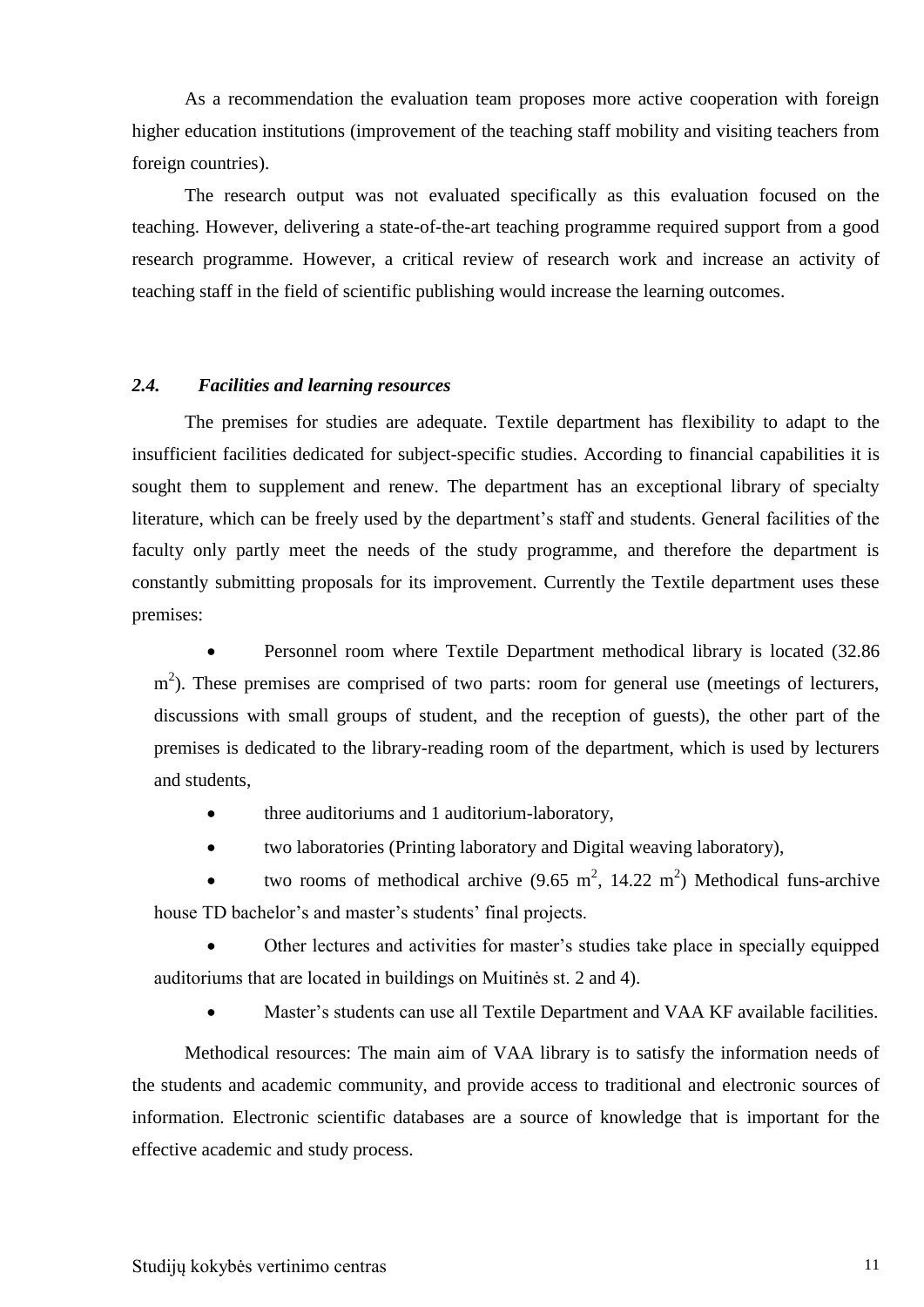As a recommendation the evaluation team proposes more active cooperation with foreign higher education institutions (improvement of the teaching staff mobility and visiting teachers from foreign countries).

The research output was not evaluated specifically as this evaluation focused on the teaching. However, delivering a state-of-the-art teaching programme required support from a good research programme. However, a critical review of research work and increase an activity of teaching staff in the field of scientific publishing would increase the learning outcomes.

### *2.4. Facilities and learning resources*

The premises for studies are adequate. Textile department has flexibility to adapt to the insufficient facilities dedicated for subject-specific studies. According to financial capabilities it is sought them to supplement and renew. The department has an exceptional library of specialty literature, which can be freely used by the department's staff and students. General facilities of the faculty only partly meet the needs of the study programme, and therefore the department is constantly submitting proposals for its improvement. Currently the Textile department uses these premises:

- Personnel room where Textile Department methodical library is located (32.86 $m^2$). These premises are comprised of two parts: room for general use (meetings of lecturers, discussions with small groups of student, and the reception of guests), the other part of the premises is dedicated to the library-reading room of the department, which is used by lecturers and students,
- three auditoriums and 1 auditorium-laboratory,
- two laboratories (Printing laboratory and Digital weaving laboratory),
- two rooms of methodical archive (9.65 $m^2$, 14.22 $m^2$) Methodical funs-archive house TD bachelor's and master's students' final projects.
- Other lectures and activities for master's studies take place in specially equipped auditoriums that are located in buildings on Muitinės st. 2 and 4).
- Master's students can use all Textile Department and VAA KF available facilities.

Methodical resources: The main aim of VAA library is to satisfy the information needs of the students and academic community, and provide access to traditional and electronic sources of information. Electronic scientific databases are a source of knowledge that is important for the effective academic and study process.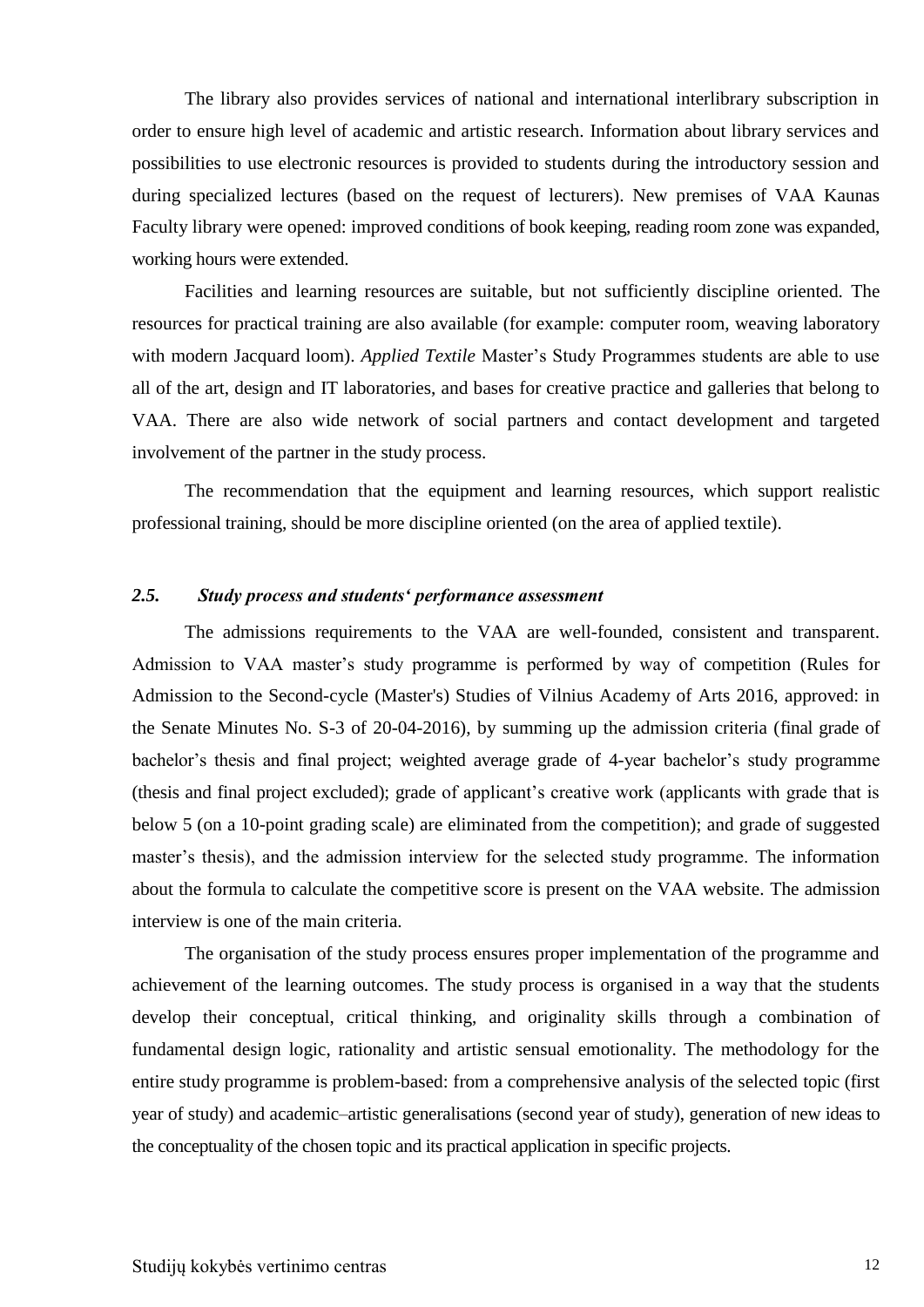The library also provides services of national and international interlibrary subscription in order to ensure high level of academic and artistic research. Information about library services and possibilities to use electronic resources is provided to students during the introductory session and during specialized lectures (based on the request of lecturers). New premises of VAA Kaunas Faculty library were opened: improved conditions of book keeping, reading room zone was expanded, working hours were extended.

Facilities and learning resources are suitable, but not sufficiently discipline oriented. The resources for practical training are also available (for example: computer room, weaving laboratory with modern Jacquard loom). *Applied Textile* Master's Study Programmes students are able to use all of the art, design and IT laboratories, and bases for creative practice and galleries that belong to VAA. There are also wide network of social partners and contact development and targeted involvement of the partner in the study process.

The recommendation that the equipment and learning resources, which support realistic professional training, should be more discipline oriented (on the area of applied textile).

### *2.5. Study process and students' performance assessment*

The admissions requirements to the VAA are well-founded, consistent and transparent. Admission to VAA master's study programme is performed by way of competition (Rules for Admission to the Second-cycle (Master's) Studies of Vilnius Academy of Arts 2016, approved: in the Senate Minutes No. S-3 of 20-04-2016), by summing up the admission criteria (final grade of bachelor's thesis and final project; weighted average grade of 4-year bachelor's study programme (thesis and final project excluded); grade of applicant's creative work (applicants with grade that is below 5 (on a 10-point grading scale) are eliminated from the competition); and grade of suggested master's thesis), and the admission interview for the selected study programme. The information about the formula to calculate the competitive score is present on the VAA website. The admission interview is one of the main criteria.

The organisation of the study process ensures proper implementation of the programme and achievement of the learning outcomes. The study process is organised in a way that the students develop their conceptual, critical thinking, and originality skills through a combination of fundamental design logic, rationality and artistic sensual emotionality. The methodology for the entire study programme is problem-based: from a comprehensive analysis of the selected topic (first year of study) and academic–artistic generalisations (second year of study), generation of new ideas to the conceptuality of the chosen topic and its practical application in specific projects.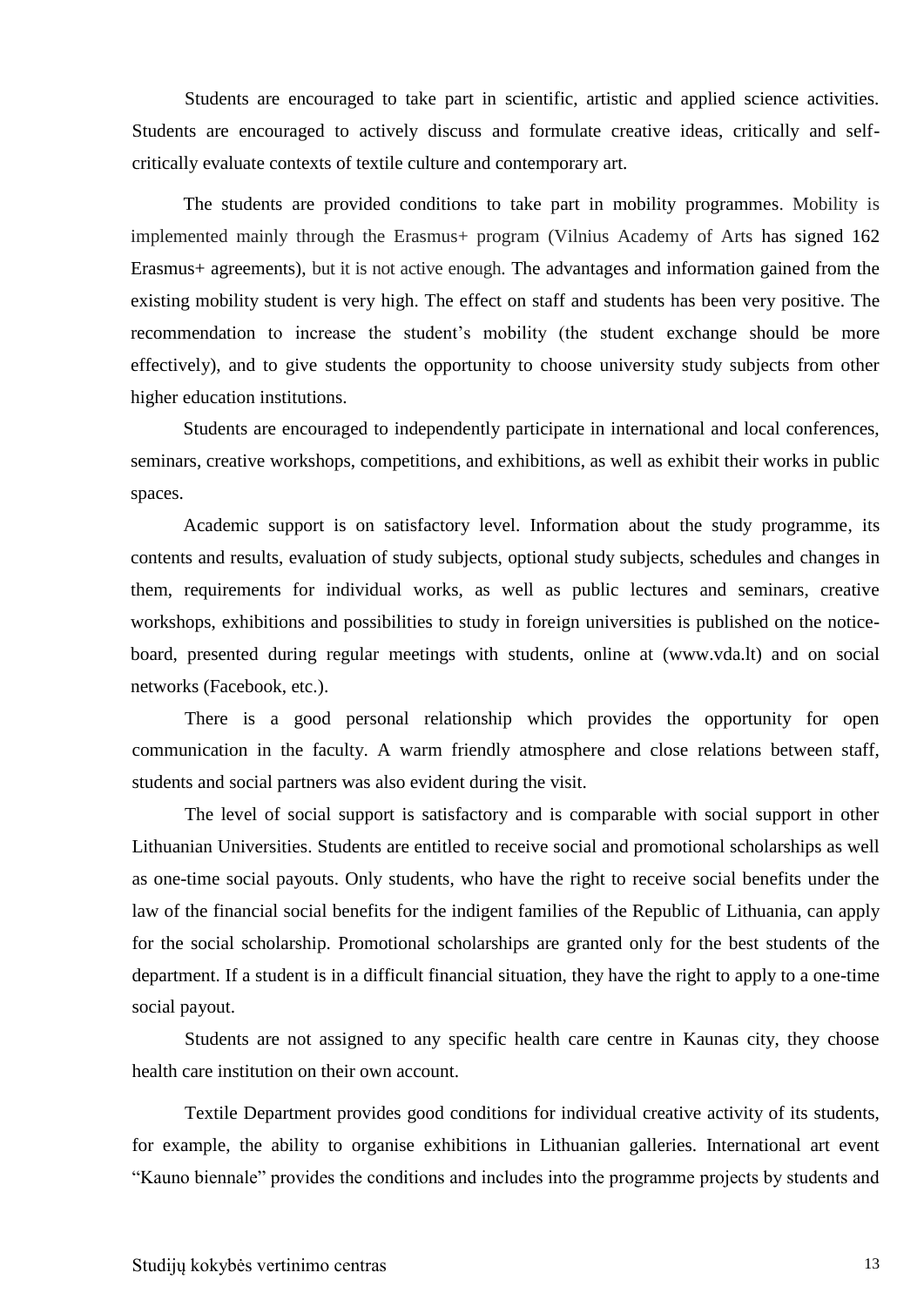Students are encouraged to take part in scientific, artistic and applied science activities. Students are encouraged to actively discuss and formulate creative ideas, critically and self-critically evaluate contexts of textile culture and contemporary art.

The students are provided conditions to take part in mobility programmes. Mobility is implemented mainly through the Erasmus+ program (Vilnius Academy of Arts has signed 162 Erasmus+ agreements), but it is not active enough. The advantages and information gained from the existing mobility student is very high. The effect on staff and students has been very positive. The recommendation to increase the student's mobility (the student exchange should be more effectively), and to give students the opportunity to choose university study subjects from other higher education institutions.

Students are encouraged to independently participate in international and local conferences, seminars, creative workshops, competitions, and exhibitions, as well as exhibit their works in public spaces.

Academic support is on satisfactory level. Information about the study programme, its contents and results, evaluation of study subjects, optional study subjects, schedules and changes in them, requirements for individual works, as well as public lectures and seminars, creative workshops, exhibitions and possibilities to study in foreign universities is published on the notice-board, presented during regular meetings with students, online at (www.vda.lt) and on social networks (Facebook, etc.).

There is a good personal relationship which provides the opportunity for open communication in the faculty. A warm friendly atmosphere and close relations between staff, students and social partners was also evident during the visit.

The level of social support is satisfactory and is comparable with social support in other Lithuanian Universities. Students are entitled to receive social and promotional scholarships as well as one-time social payouts. Only students, who have the right to receive social benefits under the law of the financial social benefits for the indigent families of the Republic of Lithuania, can apply for the social scholarship. Promotional scholarships are granted only for the best students of the department. If a student is in a difficult financial situation, they have the right to apply to a one-time social payout.

Students are not assigned to any specific health care centre in Kaunas city, they choose health care institution on their own account.

Textile Department provides good conditions for individual creative activity of its students, for example, the ability to organise exhibitions in Lithuanian galleries. International art event "Kauno biennale" provides the conditions and includes into the programme projects by students and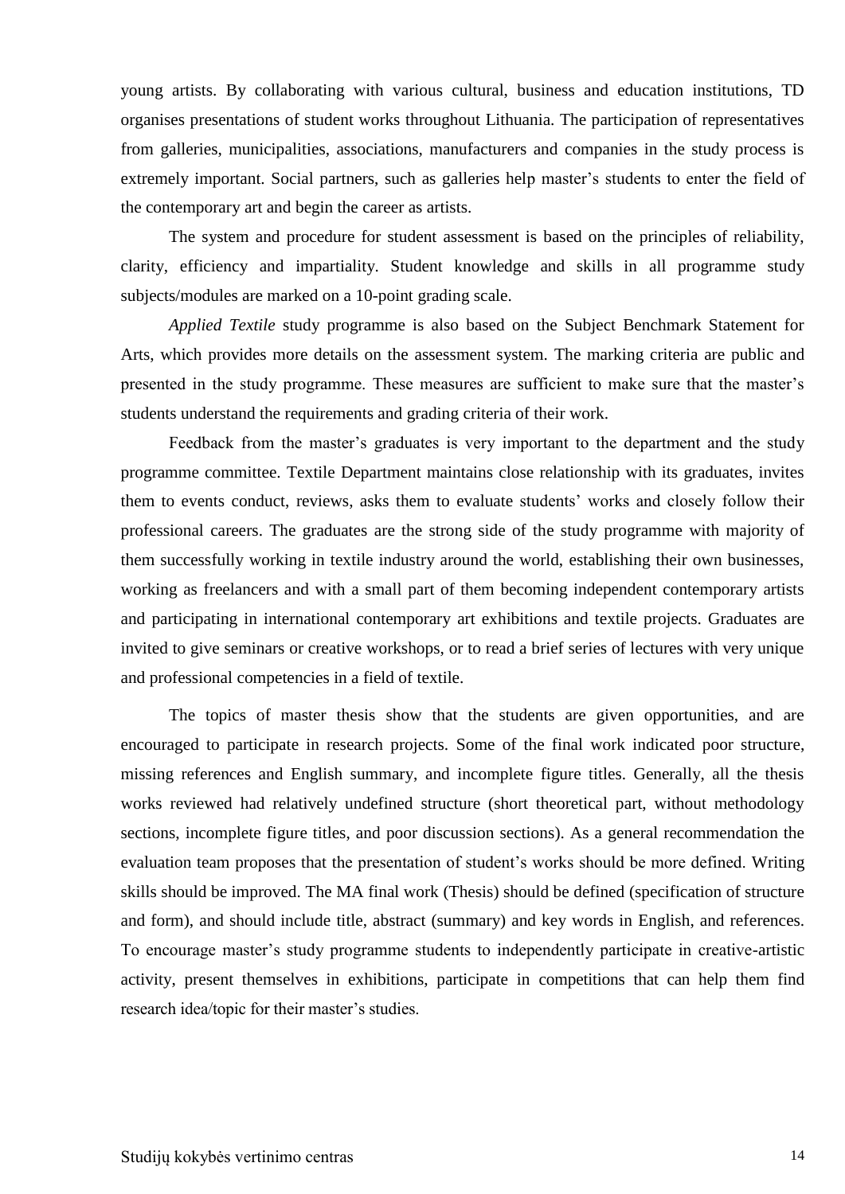young artists. By collaborating with various cultural, business and education institutions, TD organises presentations of student works throughout Lithuania. The participation of representatives from galleries, municipalities, associations, manufacturers and companies in the study process is extremely important. Social partners, such as galleries help master's students to enter the field of the contemporary art and begin the career as artists.

The system and procedure for student assessment is based on the principles of reliability, clarity, efficiency and impartiality. Student knowledge and skills in all programme study subjects/modules are marked on a 10-point grading scale.

*Applied Textile* study programme is also based on the Subject Benchmark Statement for Arts, which provides more details on the assessment system. The marking criteria are public and presented in the study programme. These measures are sufficient to make sure that the master's students understand the requirements and grading criteria of their work.

Feedback from the master's graduates is very important to the department and the study programme committee. Textile Department maintains close relationship with its graduates, invites them to events conduct, reviews, asks them to evaluate students' works and closely follow their professional careers. The graduates are the strong side of the study programme with majority of them successfully working in textile industry around the world, establishing their own businesses, working as freelancers and with a small part of them becoming independent contemporary artists and participating in international contemporary art exhibitions and textile projects. Graduates are invited to give seminars or creative workshops, or to read a brief series of lectures with very unique and professional competencies in a field of textile.

The topics of master thesis show that the students are given opportunities, and are encouraged to participate in research projects. Some of the final work indicated poor structure, missing references and English summary, and incomplete figure titles. Generally, all the thesis works reviewed had relatively undefined structure (short theoretical part, without methodology sections, incomplete figure titles, and poor discussion sections). As a general recommendation the evaluation team proposes that the presentation of student's works should be more defined. Writing skills should be improved. The MA final work (Thesis) should be defined (specification of structure and form), and should include title, abstract (summary) and key words in English, and references. To encourage master's study programme students to independently participate in creative-artistic activity, present themselves in exhibitions, participate in competitions that can help them find research idea/topic for their master's studies.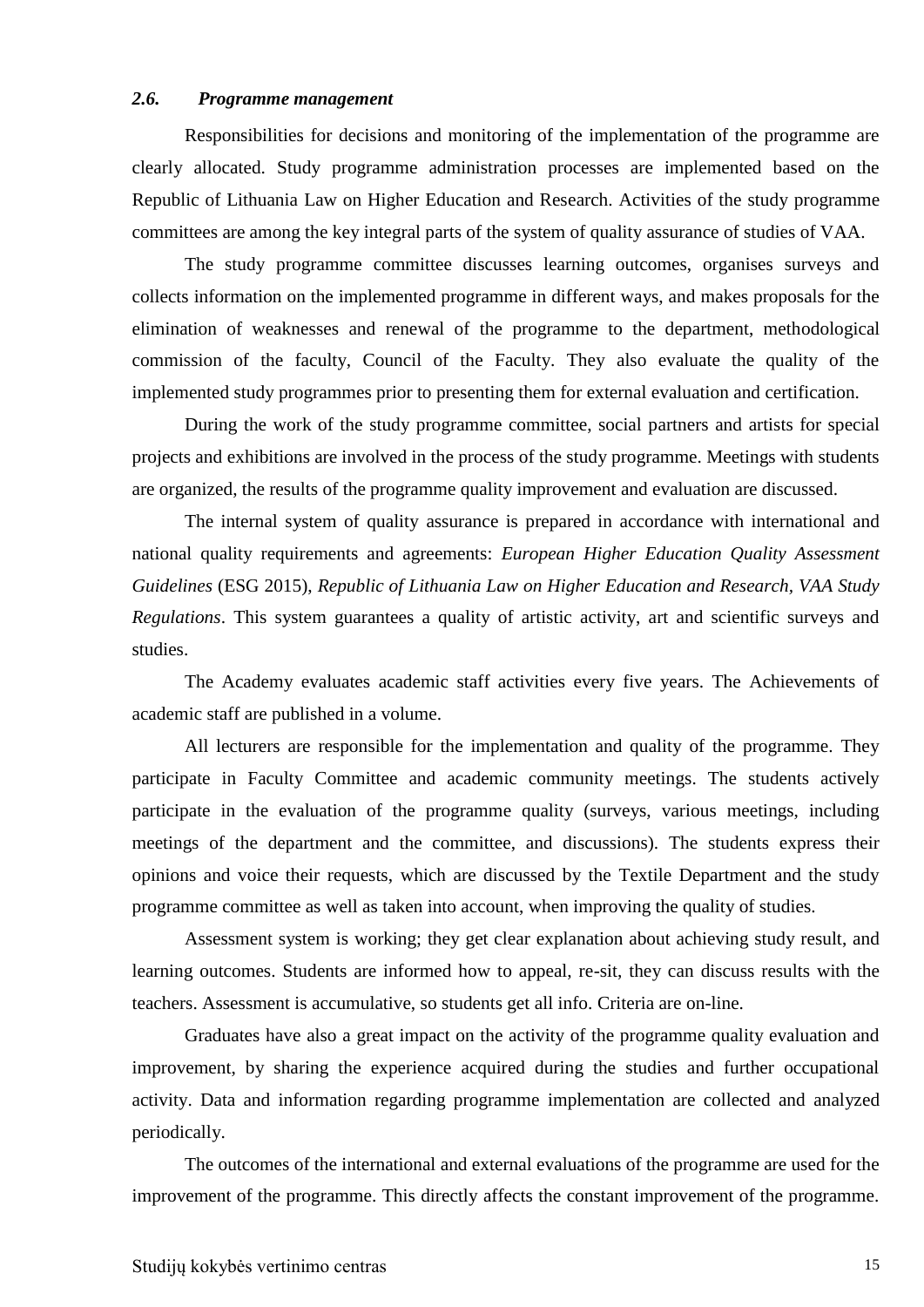### *2.6. Programme management*

Responsibilities for decisions and monitoring of the implementation of the programme are clearly allocated. Study programme administration processes are implemented based on the Republic of Lithuania Law on Higher Education and Research. Activities of the study programme committees are among the key integral parts of the system of quality assurance of studies of VAA.

The study programme committee discusses learning outcomes, organises surveys and collects information on the implemented programme in different ways, and makes proposals for the elimination of weaknesses and renewal of the programme to the department, methodological commission of the faculty, Council of the Faculty. They also evaluate the quality of the implemented study programmes prior to presenting them for external evaluation and certification.

During the work of the study programme committee, social partners and artists for special projects and exhibitions are involved in the process of the study programme. Meetings with students are organized, the results of the programme quality improvement and evaluation are discussed.

The internal system of quality assurance is prepared in accordance with international and national quality requirements and agreements: *European Higher Education Quality Assessment Guidelines* (ESG 2015), *Republic of Lithuania Law on Higher Education and Research, VAA Study Regulations*. This system guarantees a quality of artistic activity, art and scientific surveys and studies.

The Academy evaluates academic staff activities every five years. The Achievements of academic staff are published in a volume.

All lecturers are responsible for the implementation and quality of the programme. They participate in Faculty Committee and academic community meetings. The students actively participate in the evaluation of the programme quality (surveys, various meetings, including meetings of the department and the committee, and discussions). The students express their opinions and voice their requests, which are discussed by the Textile Department and the study programme committee as well as taken into account, when improving the quality of studies.

Assessment system is working; they get clear explanation about achieving study result, and learning outcomes. Students are informed how to appeal, re-sit, they can discuss results with the teachers. Assessment is accumulative, so students get all info. Criteria are on-line.

Graduates have also a great impact on the activity of the programme quality evaluation and improvement, by sharing the experience acquired during the studies and further occupational activity. Data and information regarding programme implementation are collected and analyzed periodically.

The outcomes of the international and external evaluations of the programme are used for the improvement of the programme. This directly affects the constant improvement of the programme.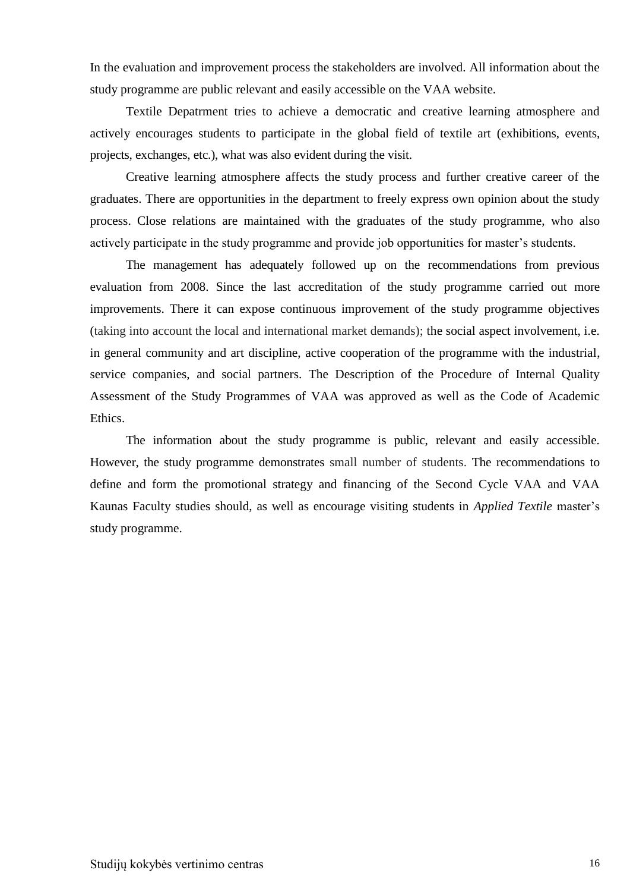In the evaluation and improvement process the stakeholders are involved. All information about the study programme are public relevant and easily accessible on the VAA website.

Textile Depatrment tries to achieve a democratic and creative learning atmosphere and actively encourages students to participate in the global field of textile art (exhibitions, events, projects, exchanges, etc.), what was also evident during the visit.

Creative learning atmosphere affects the study process and further creative career of the graduates. There are opportunities in the department to freely express own opinion about the study process. Close relations are maintained with the graduates of the study programme, who also actively participate in the study programme and provide job opportunities for master's students.

The management has adequately followed up on the recommendations from previous evaluation from 2008. Since the last accreditation of the study programme carried out more improvements. There it can expose continuous improvement of the study programme objectives (taking into account the local and international market demands); the social aspect involvement, i.e. in general community and art discipline, active cooperation of the programme with the industrial, service companies, and social partners. The Description of the Procedure of Internal Quality Assessment of the Study Programmes of VAA was approved as well as the Code of Academic Ethics.

The information about the study programme is public, relevant and easily accessible. However, the study programme demonstrates small number of students. The recommendations to define and form the promotional strategy and financing of the Second Cycle VAA and VAA Kaunas Faculty studies should, as well as encourage visiting students in *Applied Textile* master's study programme.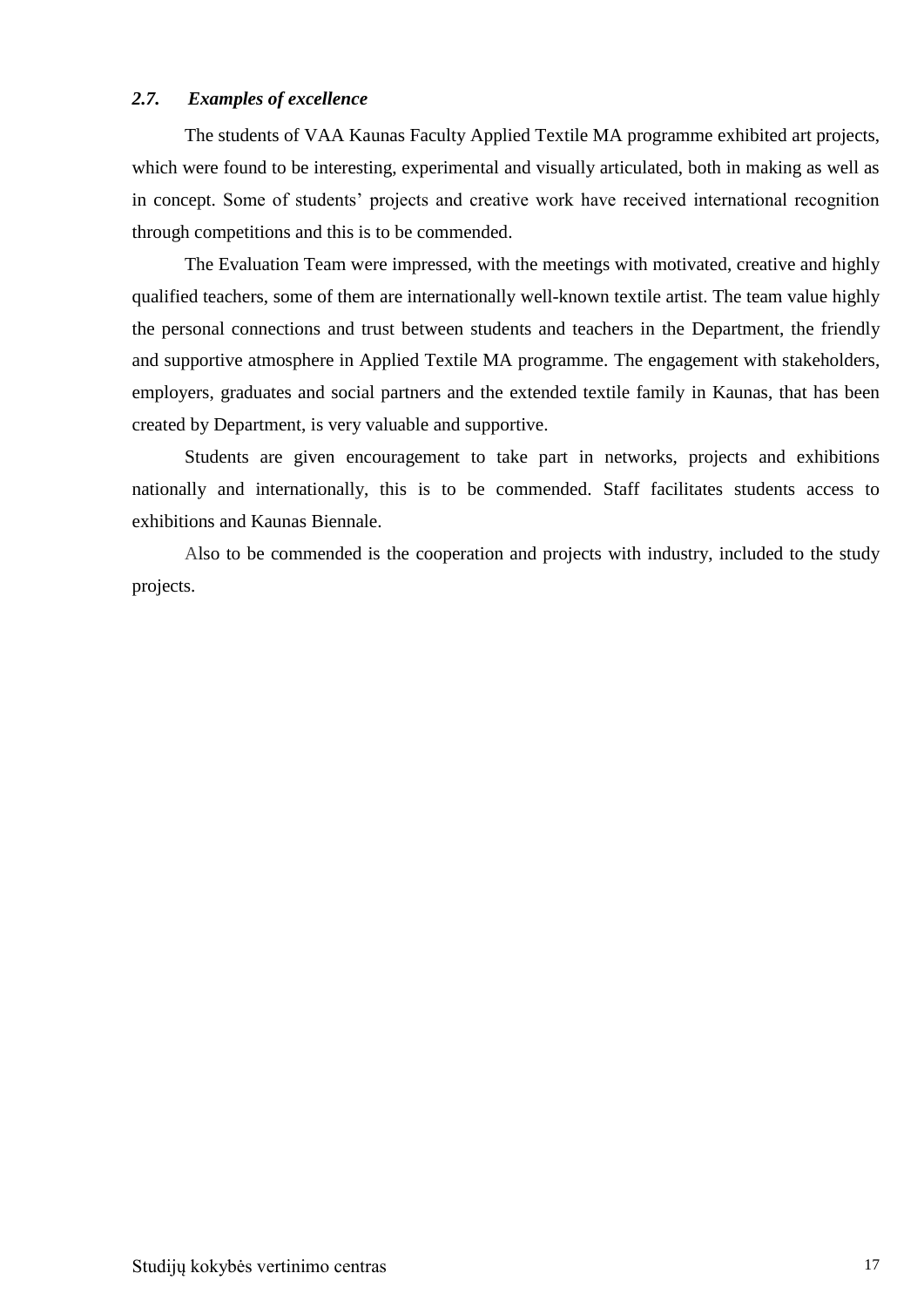### *2.7. Examples of excellence*

The students of VAA Kaunas Faculty Applied Textile MA programme exhibited art projects, which were found to be interesting, experimental and visually articulated, both in making as well as in concept. Some of students' projects and creative work have received international recognition through competitions and this is to be commended.

The Evaluation Team were impressed, with the meetings with motivated, creative and highly qualified teachers, some of them are internationally well-known textile artist. The team value highly the personal connections and trust between students and teachers in the Department, the friendly and supportive atmosphere in Applied Textile MA programme. The engagement with stakeholders, employers, graduates and social partners and the extended textile family in Kaunas, that has been created by Department, is very valuable and supportive.

Students are given encouragement to take part in networks, projects and exhibitions nationally and internationally, this is to be commended. Staff facilitates students access to exhibitions and Kaunas Biennale.

Also to be commended is the cooperation and projects with industry, included to the study projects.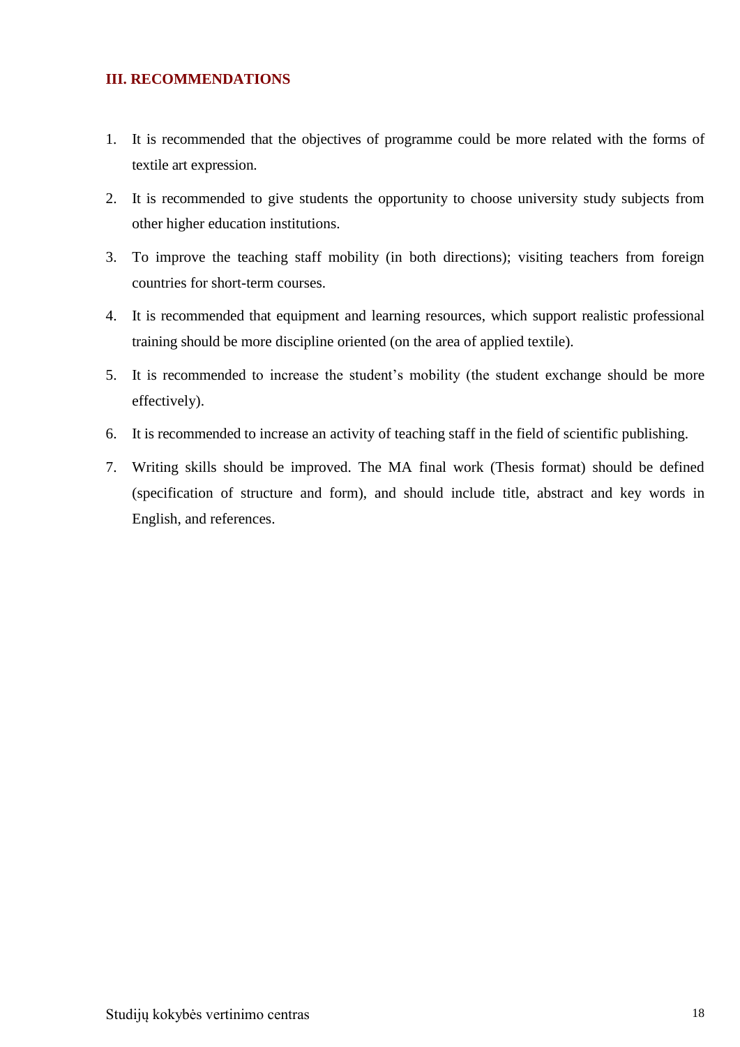## III. RECOMMENDATIONS

1. It is recommended that the objectives of programme could be more related with the forms of textile art expression.
2. It is recommended to give students the opportunity to choose university study subjects from other higher education institutions.
3. To improve the teaching staff mobility (in both directions); visiting teachers from foreign countries for short-term courses.
4. It is recommended that equipment and learning resources, which support realistic professional training should be more discipline oriented (on the area of applied textile).
5. It is recommended to increase the student's mobility (the student exchange should be more effectively).
6. It is recommended to increase an activity of teaching staff in the field of scientific publishing.
7. Writing skills should be improved. The MA final work (Thesis format) should be defined (specification of structure and form), and should include title, abstract and key words in English, and references.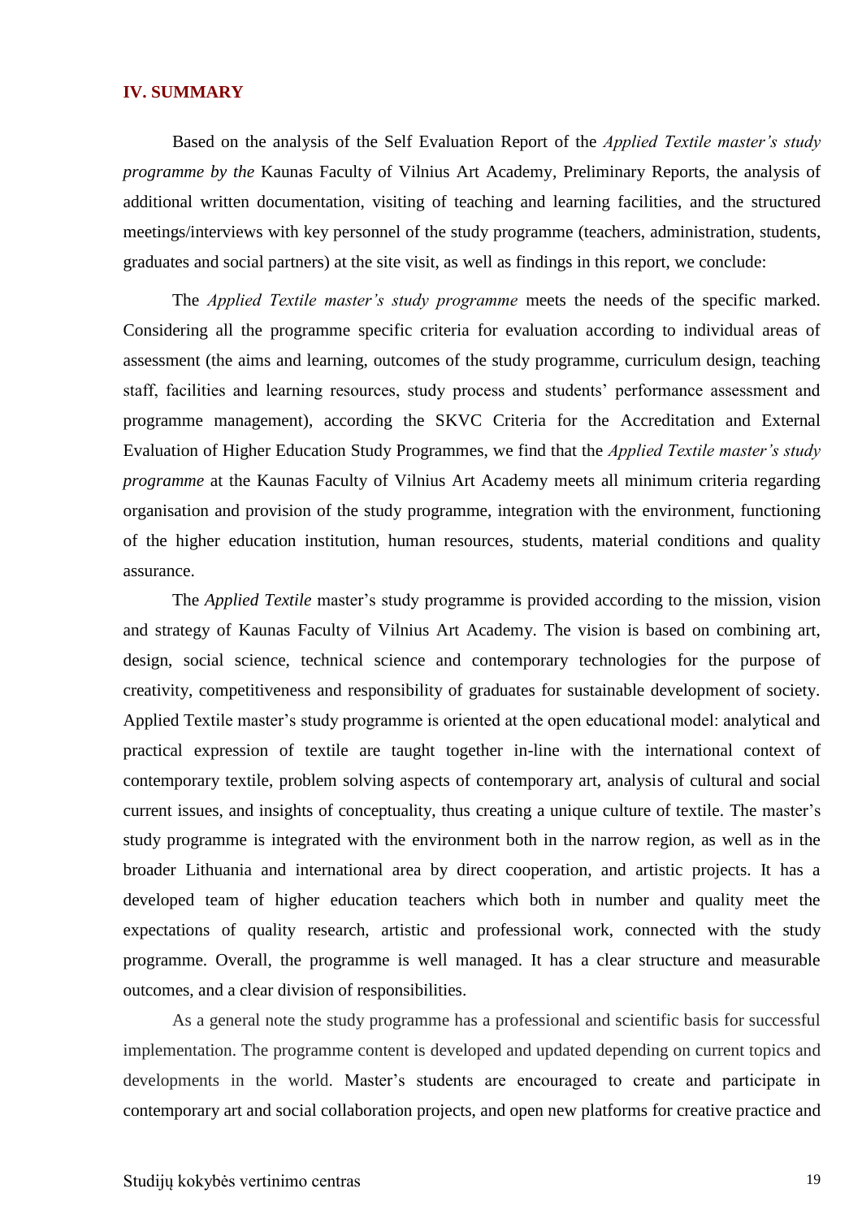## IV. SUMMARY

Based on the analysis of the Self Evaluation Report of the *Applied Textile master's study programme by the* Kaunas Faculty of Vilnius Art Academy, Preliminary Reports, the analysis of additional written documentation, visiting of teaching and learning facilities, and the structured meetings/interviews with key personnel of the study programme (teachers, administration, students, graduates and social partners) at the site visit, as well as findings in this report, we conclude:

The *Applied Textile master's study programme* meets the needs of the specific marked. Considering all the programme specific criteria for evaluation according to individual areas of assessment (the aims and learning, outcomes of the study programme, curriculum design, teaching staff, facilities and learning resources, study process and students' performance assessment and programme management), according the SKVC Criteria for the Accreditation and External Evaluation of Higher Education Study Programmes, we find that the *Applied Textile master's study programme* at the Kaunas Faculty of Vilnius Art Academy meets all minimum criteria regarding organisation and provision of the study programme, integration with the environment, functioning of the higher education institution, human resources, students, material conditions and quality assurance.

The *Applied Textile* master's study programme is provided according to the mission, vision and strategy of Kaunas Faculty of Vilnius Art Academy. The vision is based on combining art, design, social science, technical science and contemporary technologies for the purpose of creativity, competitiveness and responsibility of graduates for sustainable development of society. Applied Textile master's study programme is oriented at the open educational model: analytical and practical expression of textile are taught together in-line with the international context of contemporary textile, problem solving aspects of contemporary art, analysis of cultural and social current issues, and insights of conceptuality, thus creating a unique culture of textile. The master's study programme is integrated with the environment both in the narrow region, as well as in the broader Lithuania and international area by direct cooperation, and artistic projects. It has a developed team of higher education teachers which both in number and quality meet the expectations of quality research, artistic and professional work, connected with the study programme. Overall, the programme is well managed. It has a clear structure and measurable outcomes, and a clear division of responsibilities.

As a general note the study programme has a professional and scientific basis for successful implementation. The programme content is developed and updated depending on current topics and developments in the world. Master's students are encouraged to create and participate in contemporary art and social collaboration projects, and open new platforms for creative practice and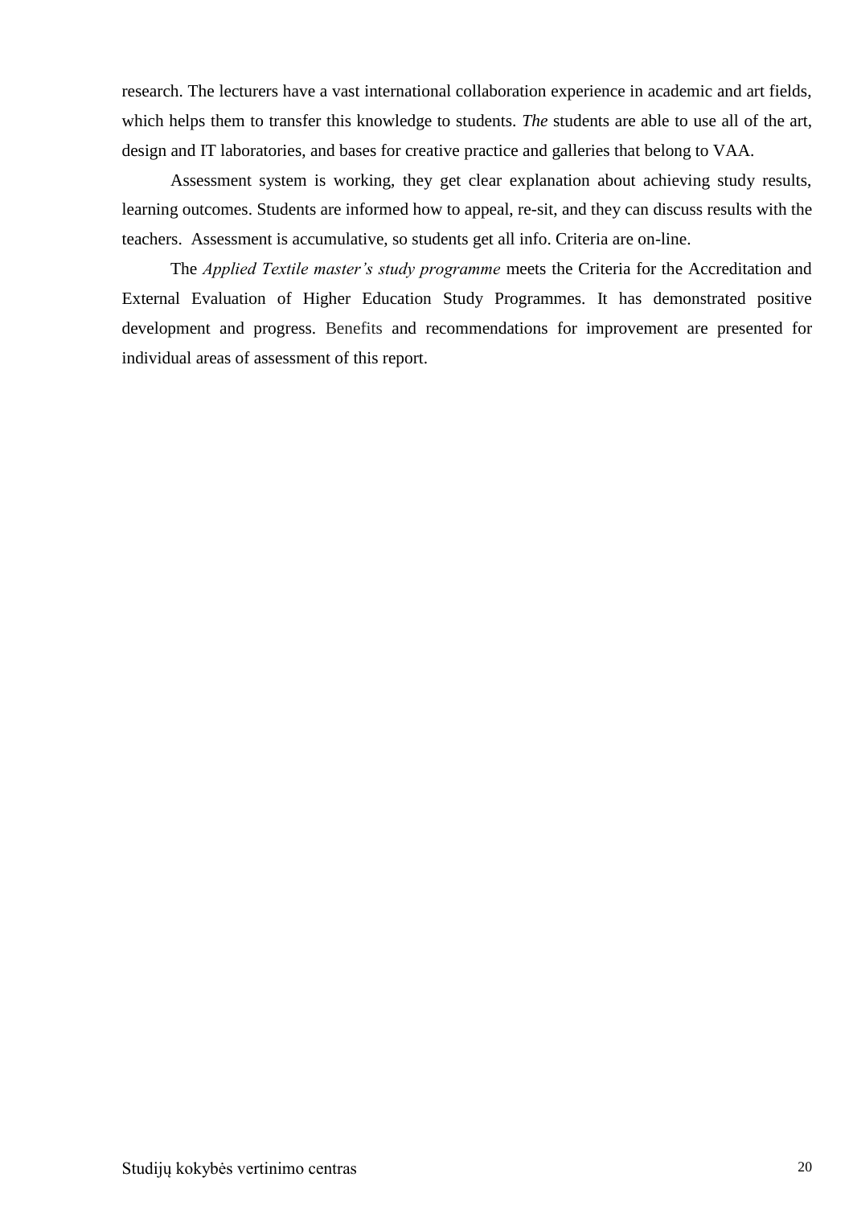research. The lecturers have a vast international collaboration experience in academic and art fields, which helps them to transfer this knowledge to students. *The* students are able to use all of the art, design and IT laboratories, and bases for creative practice and galleries that belong to VAA.

Assessment system is working, they get clear explanation about achieving study results, learning outcomes. Students are informed how to appeal, re-sit, and they can discuss results with the teachers. Assessment is accumulative, so students get all info. Criteria are on-line.

The *Applied Textile master's study programme* meets the Criteria for the Accreditation and External Evaluation of Higher Education Study Programmes. It has demonstrated positive development and progress. Benefits and recommendations for improvement are presented for individual areas of assessment of this report.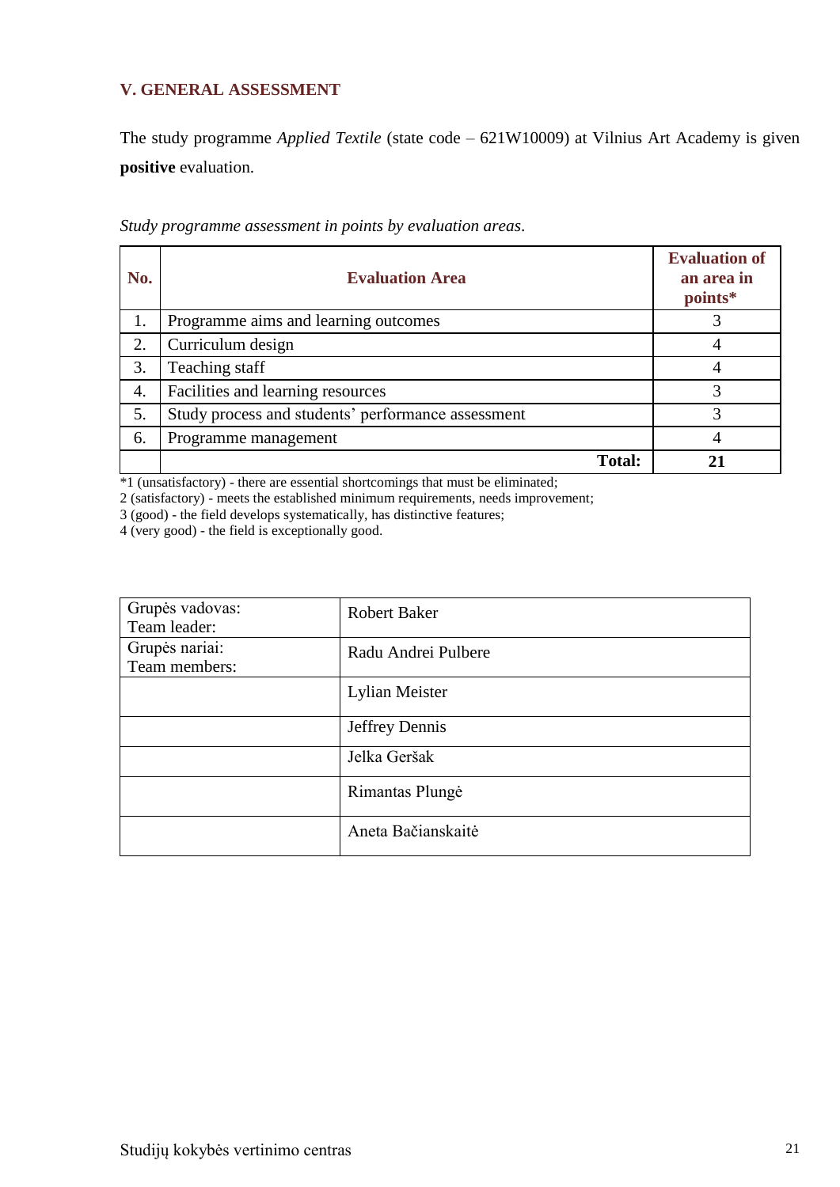## V. GENERAL ASSESSMENT

The study programme *Applied Textile* (state code – 621W10009) at Vilnius Art Academy is given **positive** evaluation.

*Study programme assessment in points by evaluation areas*.

| No. | Evaluation Area | Evaluation of an area in points* |
|---|---|---|
| 1. | Programme aims and learning outcomes | 3 |
| 2. | Curriculum design | 4 |
| 3. | Teaching staff | 4 |
| 4. | Facilities and learning resources | 3 |
| 5. | Study process and students' performance assessment | 3 |
| 6. | Programme management | 4 |
| | **Total:** | **21** |

*1 (unsatisfactory) - there are essential shortcomings that must be eliminated;
2 (satisfactory) - meets the established minimum requirements, needs improvement;
3 (good) - the field develops systematically, has distinctive features;
4 (very good) - the field is exceptionally good.

| | |
|---|---|
| Grupės vadovas:<br>Team leader: | Robert Baker |
| Grupės nariai:<br>Team members: | Radu Andrei Pulbere |
| | Lylian Meister |
| | Jeffrey Dennis |
| | Jelka Geršak |
| | Rimantas Plungė |
| | Aneta Bačianskaitė |